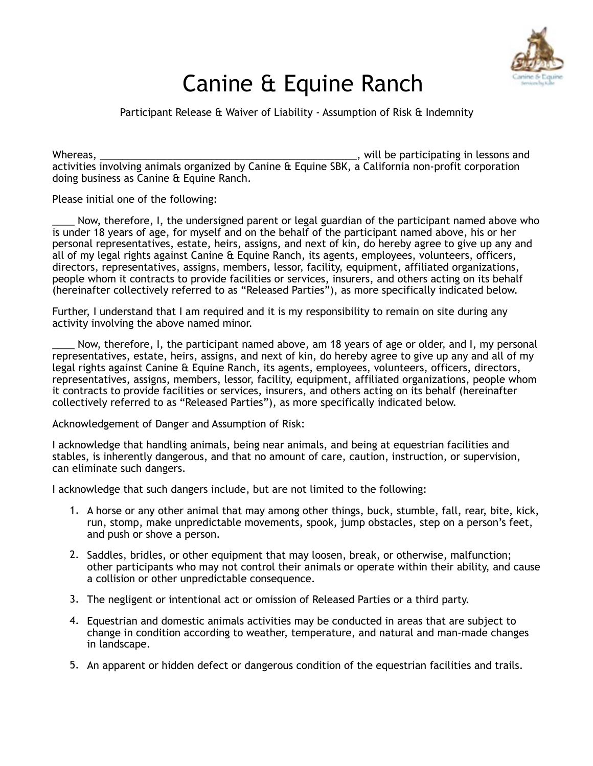# Canine & Equine Ranch

Participant Release & Waiver of Liability - Assumption of Risk & Indemnity

Whereas, ________________________________________________, will be participating in lessons and activities involving animals organized by Canine & Equine SBK, a California non-profit corporation doing business as Canine & Equine Ranch.

Please initial one of the following:

____ Now, therefore, I, the undersigned parent or legal guardian of the participant named above who is under 18 years of age, for myself and on the behalf of the participant named above, his or her personal representatives, estate, heirs, assigns, and next of kin, do hereby agree to give up any and all of my legal rights against Canine & Equine Ranch, its agents, employees, volunteers, officers, directors, representatives, assigns, members, lessor, facility, equipment, affiliated organizations, people whom it contracts to provide facilities or services, insurers, and others acting on its behalf (hereinafter collectively referred to as "Released Parties"), as more specifically indicated below.

Further, I understand that I am required and it is my responsibility to remain on site during any activity involving the above named minor.

____ Now, therefore, I, the participant named above, am 18 years of age or older, and I, my personal representatives, estate, heirs, assigns, and next of kin, do hereby agree to give up any and all of my legal rights against Canine & Equine Ranch, its agents, employees, volunteers, officers, directors, representatives, assigns, members, lessor, facility, equipment, affiliated organizations, people whom it contracts to provide facilities or services, insurers, and others acting on its behalf (hereinafter collectively referred to as "Released Parties"), as more specifically indicated below.

Acknowledgement of Danger and Assumption of Risk:

I acknowledge that handling animals, being near animals, and being at equestrian facilities and stables, is inherently dangerous, and that no amount of care, caution, instruction, or supervision, can eliminate such dangers.

I acknowledge that such dangers include, but are not limited to the following:

1. A horse or any other animal that may among other things, buck, stumble, fall, rear, bite, kick, run, stomp, make unpredictable movements, spook, jump obstacles, step on a person's feet, and push or shove a person.
2. Saddles, bridles, or other equipment that may loosen, break, or otherwise, malfunction; other participants who may not control their animals or operate within their ability, and cause a collision or other unpredictable consequence.
3. The negligent or intentional act or omission of Released Parties or a third party.
4. Equestrian and domestic animals activities may be conducted in areas that are subject to change in condition according to weather, temperature, and natural and man-made changes in landscape.
5. An apparent or hidden defect or dangerous condition of the equestrian facilities and trails.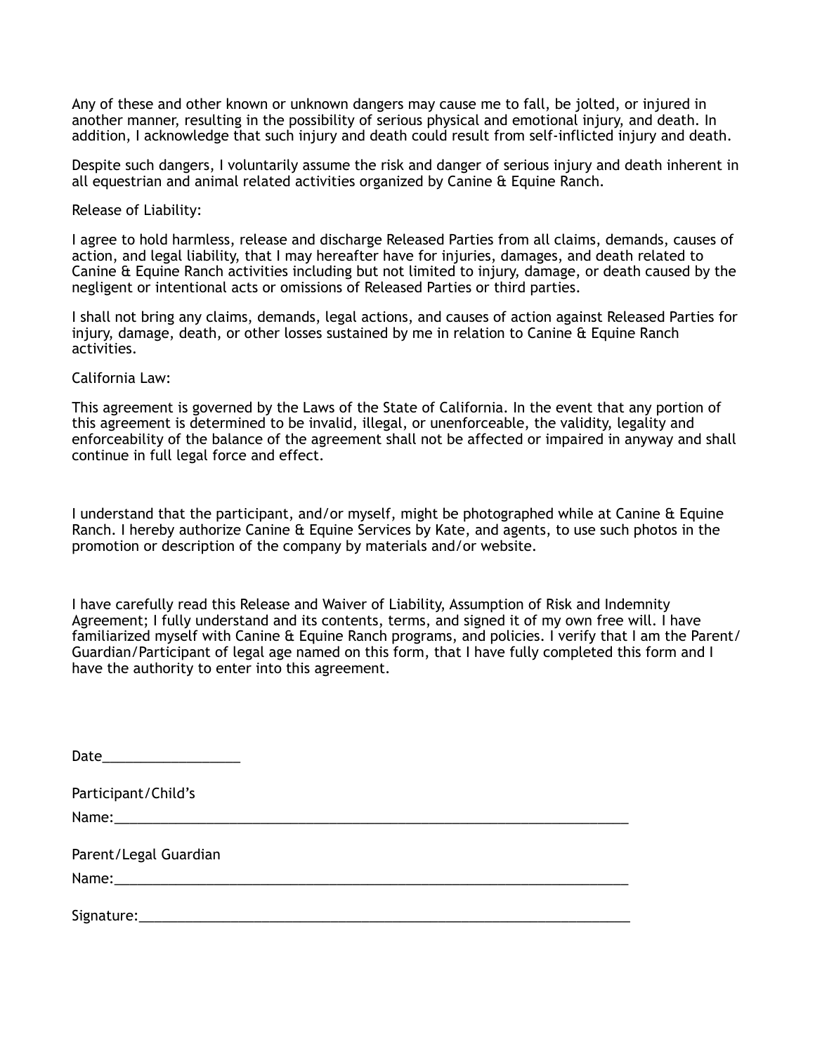Any of these and other known or unknown dangers may cause me to fall, be jolted, or injured in another manner, resulting in the possibility of serious physical and emotional injury, and death. In addition, I acknowledge that such injury and death could result from self-inflicted injury and death.

Despite such dangers, I voluntarily assume the risk and danger of serious injury and death inherent in all equestrian and animal related activities organized by Canine & Equine Ranch.

Release of Liability:

I agree to hold harmless, release and discharge Released Parties from all claims, demands, causes of action, and legal liability, that I may hereafter have for injuries, damages, and death related to Canine & Equine Ranch activities including but not limited to injury, damage, or death caused by the negligent or intentional acts or omissions of Released Parties or third parties.

I shall not bring any claims, demands, legal actions, and causes of action against Released Parties for injury, damage, death, or other losses sustained by me in relation to Canine & Equine Ranch activities.

California Law:

This agreement is governed by the Laws of the State of California. In the event that any portion of this agreement is determined to be invalid, illegal, or unenforceable, the validity, legality and enforceability of the balance of the agreement shall not be affected or impaired in anyway and shall continue in full legal force and effect.

I understand that the participant, and/or myself, might be photographed while at Canine & Equine Ranch. I hereby authorize Canine & Equine Services by Kate, and agents, to use such photos in the promotion or description of the company by materials and/or website.

I have carefully read this Release and Waiver of Liability, Assumption of Risk and Indemnity Agreement; I fully understand and its contents, terms, and signed it of my own free will. I have familiarized myself with Canine & Equine Ranch programs, and policies. I verify that I am the Parent/Guardian/Participant of legal age named on this form, that I have fully completed this form and I have the authority to enter into this agreement.

Date__________________

Participant/Child's

Name:______________________________________________________________________

Parent/Legal Guardian

Name:______________________________________________________________________

Signature:___________________________________________________________________